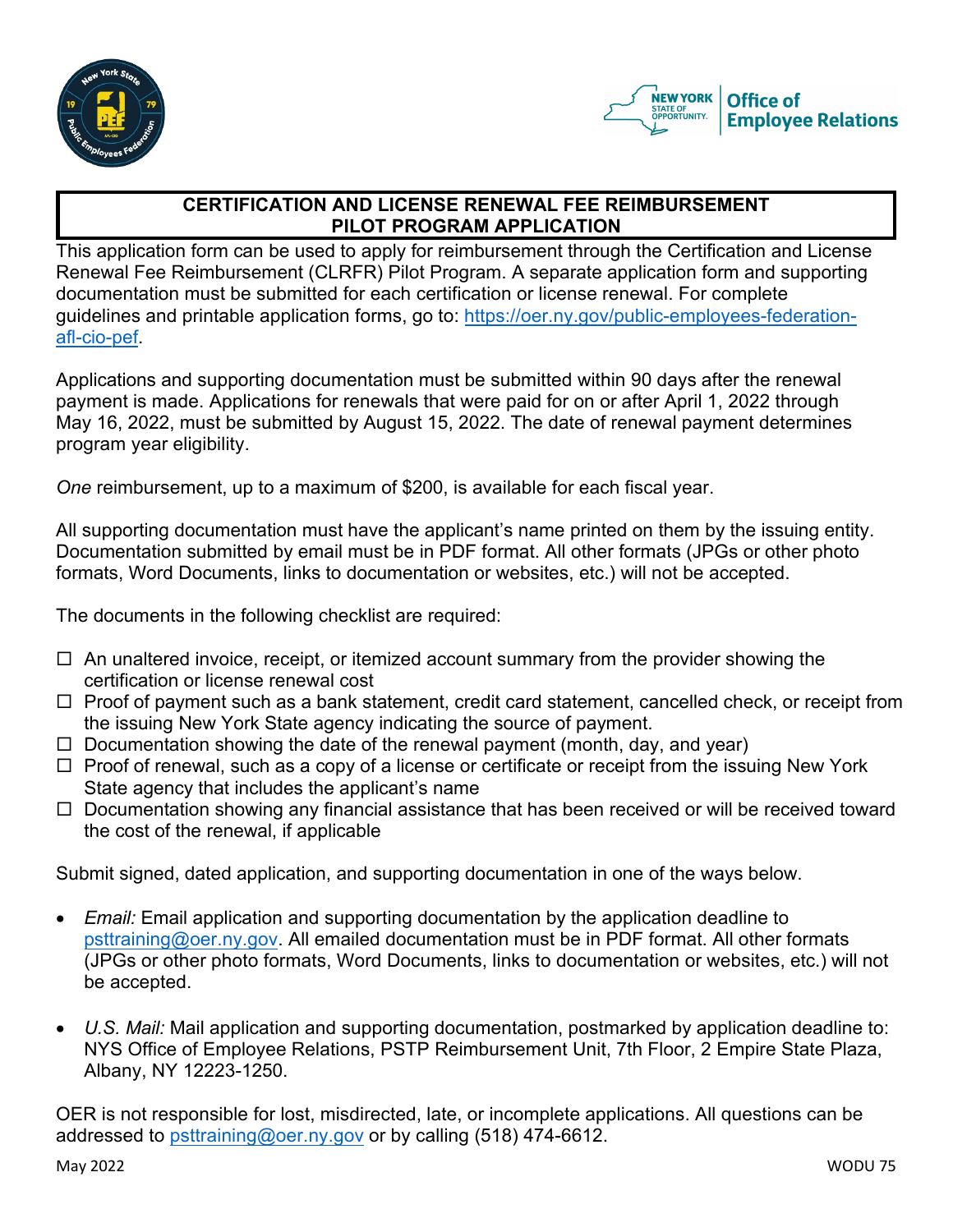# CERTIFICATION AND LICENSE RENEWAL FEE REIMBURSEMENT PILOT PROGRAM APPLICATION

This application form can be used to apply for reimbursement through the Certification and License Renewal Fee Reimbursement (CLRFR) Pilot Program. A separate application form and supporting documentation must be submitted for each certification or license renewal. For complete guidelines and printable application forms, go to: [https://oer.ny.gov/public-employees-federation-afl-cio-pef](https://oer.ny.gov/public-employees-federation-afl-cio-pef).

Applications and supporting documentation must be submitted within 90 days after the renewal payment is made. Applications for renewals that were paid for on or after April 1, 2022 through May 16, 2022, must be submitted by August 15, 2022. The date of renewal payment determines program year eligibility.

*One* reimbursement, up to a maximum of $200, is available for each fiscal year.

All supporting documentation must have the applicant's name printed on them by the issuing entity. Documentation submitted by email must be in PDF format. All other formats (JPGs or other photo formats, Word Documents, links to documentation or websites, etc.) will not be accepted.

The documents in the following checklist are required:

- ☐ An unaltered invoice, receipt, or itemized account summary from the provider showing the certification or license renewal cost
- ☐ Proof of payment such as a bank statement, credit card statement, cancelled check, or receipt from the issuing New York State agency indicating the source of payment.
- ☐ Documentation showing the date of the renewal payment (month, day, and year)
- ☐ Proof of renewal, such as a copy of a license or certificate or receipt from the issuing New York State agency that includes the applicant's name
- ☐ Documentation showing any financial assistance that has been received or will be received toward the cost of the renewal, if applicable

Submit signed, dated application, and supporting documentation in one of the ways below.

- *Email:* Email application and supporting documentation by the application deadline to [psttraining@oer.ny.gov](mailto:psttraining@oer.ny.gov). All emailed documentation must be in PDF format. All other formats (JPGs or other photo formats, Word Documents, links to documentation or websites, etc.) will not be accepted.

- *U.S. Mail:* Mail application and supporting documentation, postmarked by application deadline to: NYS Office of Employee Relations, PSTP Reimbursement Unit, 7th Floor, 2 Empire State Plaza, Albany, NY 12223-1250.

OER is not responsible for lost, misdirected, late, or incomplete applications. All questions can be addressed to [psttraining@oer.ny.gov](mailto:psttraining@oer.ny.gov) or by calling (518) 474-6612.

May 2022 WODU 75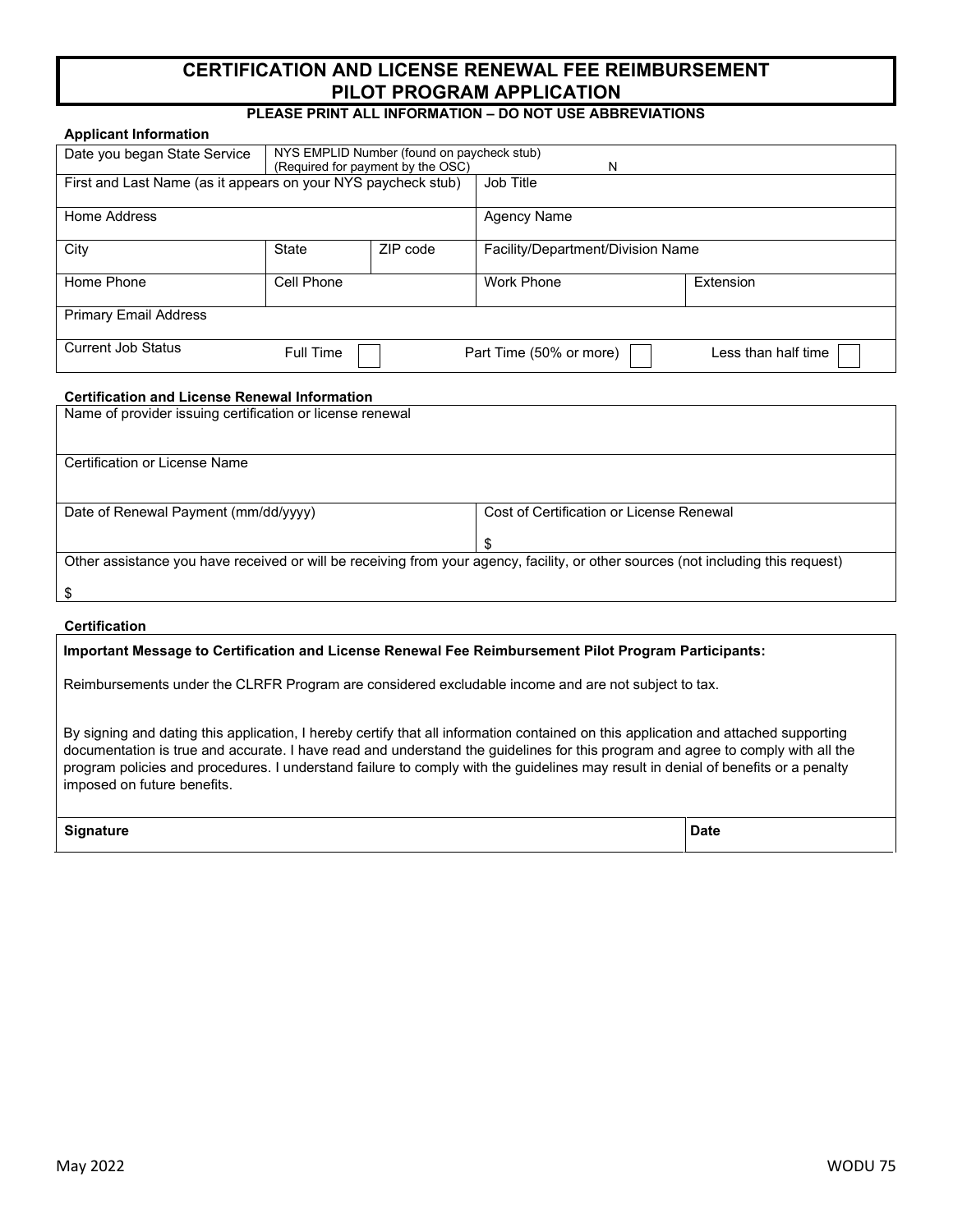# CERTIFICATION AND LICENSE RENEWAL FEE REIMBURSEMENT PILOT PROGRAM APPLICATION

**PLEASE PRINT ALL INFORMATION – DO NOT USE ABBREVIATIONS**

**Applicant Information**

| | | | | |
|---|---|---|---|---|
| Date you began State Service | NYS EMPLID Number (found on paycheck stub) (Required for payment by the OSC) N | | | |
| First and Last Name (as it appears on your NYS paycheck stub) | | | Job Title | |
| Home Address | | | Agency Name | |
| City | State | ZIP code | Facility/Department/Division Name | |
| Home Phone | Cell Phone | | Work Phone | Extension |
| Primary Email Address | | | | |
| Current Job Status | Full Time ☐ | | Part Time (50% or more) ☐ | Less than half time ☐ |

**Certification and License Renewal Information**

| | |
|---|---|
| Name of provider issuing certification or license renewal | |
| Certification or License Name | |
| Date of Renewal Payment (mm/dd/yyyy) | Cost of Certification or License Renewal $ |
| Other assistance you have received or will be receiving from your agency, facility, or other sources (not including this request) $ | |

**Certification**

**Important Message to Certification and License Renewal Fee Reimbursement Pilot Program Participants:**

Reimbursements under the CLRFR Program are considered excludable income and are not subject to tax.

By signing and dating this application, I hereby certify that all information contained on this application and attached supporting documentation is true and accurate. I have read and understand the guidelines for this program and agree to comply with all the program policies and procedures. I understand failure to comply with the guidelines may result in denial of benefits or a penalty imposed on future benefits.

| | |
|---|---|
| **Signature** | **Date** |

May 2022 WODU 75